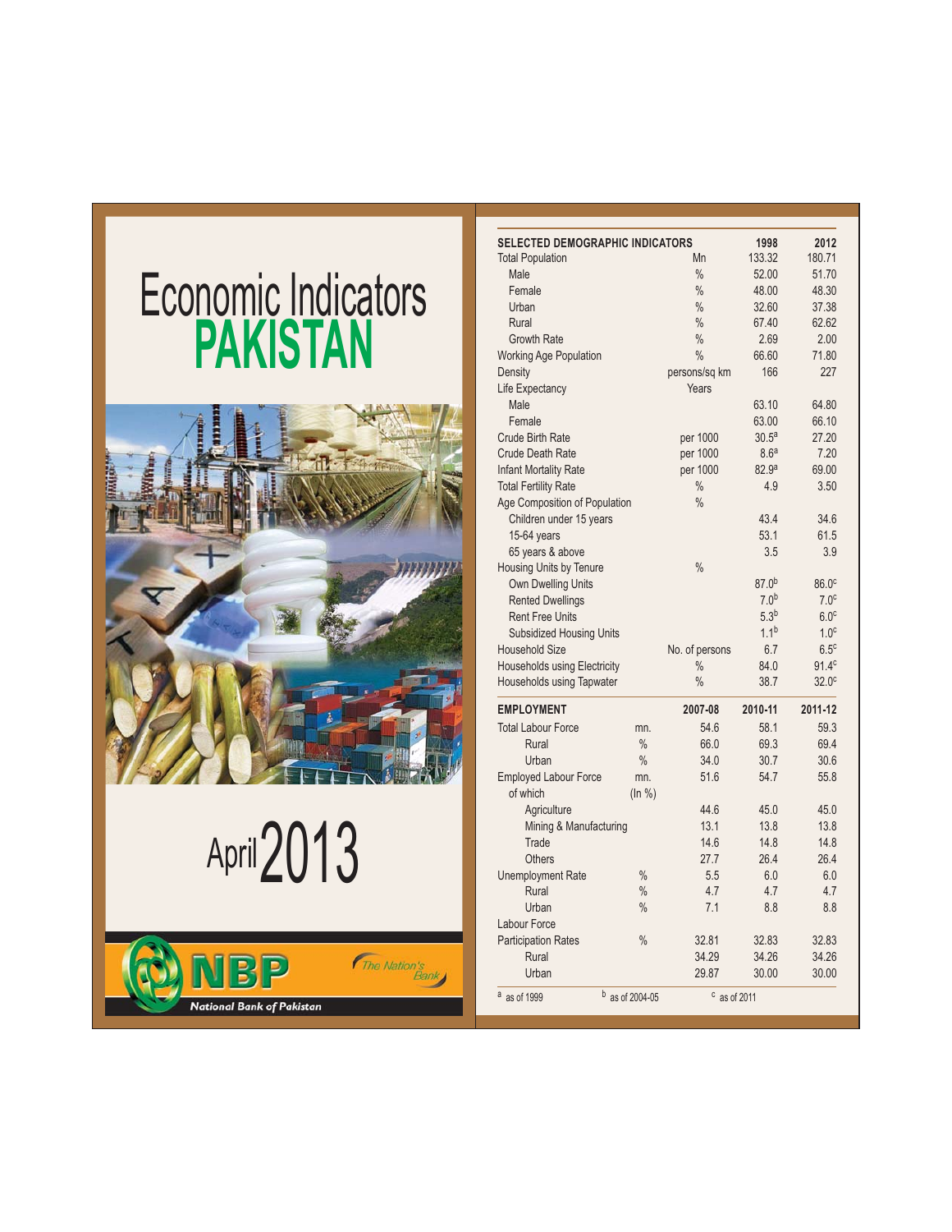# Economic Indicators
# PAKISTAN

April 2013

**NBP** — The Nation's Bank

National Bank of Pakistan

| SELECTED DEMOGRAPHIC INDICATORS | | 1998 | 2012 |
|---|---|---|---|
| Total Population | Mn | 133.32 | 180.71 |
| Male | % | 52.00 | 51.70 |
| Female | % | 48.00 | 48.30 |
| Urban | % | 32.60 | 37.38 |
| Rural | % | 67.40 | 62.62 |
| Growth Rate | % | 2.69 | 2.00 |
| Working Age Population | % | 66.60 | 71.80 |
| Density | persons/sq km | 166 | 227 |
| Life Expectancy | Years | | |
| Male | | 63.10 | 64.80 |
| Female | | 63.00 | 66.10 |
| Crude Birth Rate | per 1000 | 30.5[a] | 27.20 |
| Crude Death Rate | per 1000 | 8.6[a] | 7.20 |
| Infant Mortality Rate | per 1000 | 82.9[a] | 69.00 |
| Total Fertility Rate | % | 4.9 | 3.50 |
| Age Composition of Population | % | | |
| Children under 15 years | | 43.4 | 34.6 |
| 15-64 years | | 53.1 | 61.5 |
| 65 years & above | | 3.5 | 3.9 |
| Housing Units by Tenure | % | | |
| Own Dwelling Units | | 87.0[b] | 86.0[c] |
| Rented Dwellings | | 7.0[b] | 7.0[c] |
| Rent Free Units | | 5.3[b] | 6.0[c] |
| Subsidized Housing Units | | 1.1[b] | 1.0[c] |
| Household Size | No. of persons | 6.7 | 6.5[c] |
| Households using Electricity | % | 84.0 | 91.4[c] |
| Households using Tapwater | % | 38.7 | 32.0[c] |

| EMPLOYMENT | | 2007-08 | 2010-11 | 2011-12 |
|---|---|---|---|---|
| Total Labour Force | mn. | 54.6 | 58.1 | 59.3 |
| Rural | % | 66.0 | 69.3 | 69.4 |
| Urban | % | 34.0 | 30.7 | 30.6 |
| Employed Labour Force | mn. | 51.6 | 54.7 | 55.8 |
| of which | (In %) | | | |
| Agriculture | | 44.6 | 45.0 | 45.0 |
| Mining & Manufacturing | | 13.1 | 13.8 | 13.8 |
| Trade | | 14.6 | 14.8 | 14.8 |
| Others | | 27.7 | 26.4 | 26.4 |
| Unemployment Rate | % | 5.5 | 6.0 | 6.0 |
| Rural | % | 4.7 | 4.7 | 4.7 |
| Urban | % | 7.1 | 8.8 | 8.8 |
| Labour Force Participation Rates | % | 32.81 | 32.83 | 32.83 |
| Rural | | 34.29 | 34.26 | 34.26 |
| Urban | | 29.87 | 30.00 | 30.00 |

[a] as of 1999 [b] as of 2004-05 [c] as of 2011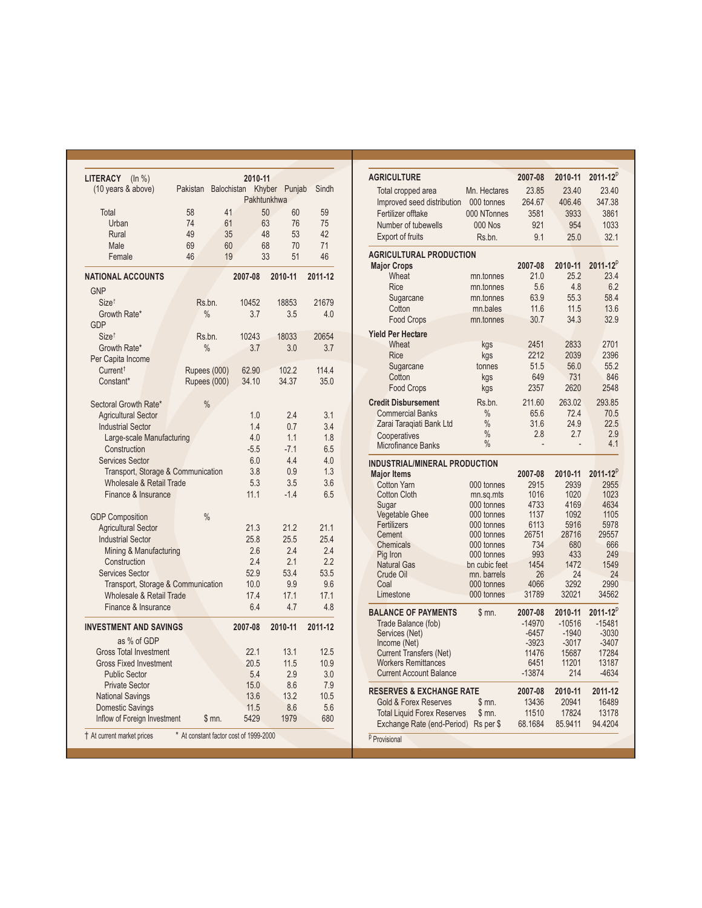## LITERACY (In %)

| (10 years & above) | Pakistan | Balochistan | Khyber Pakhtunkhwa | Punjab | Sindh |
|---|---|---|---|---|---|
| | 2010-11 | | | | |
| Total | 58 | 41 | 50 | 60 | 59 |
| Urban | 74 | 61 | 63 | 76 | 75 |
| Rural | 49 | 35 | 48 | 53 | 42 |
| Male | 69 | 60 | 68 | 70 | 71 |
| Female | 46 | 19 | 33 | 51 | 46 |

## NATIONAL ACCOUNTS

| | | 2007-08 | 2010-11 | 2011-12 |
|---|---|---|---|---|
| **GNP** | | | | |
| Size† | Rs.bn. | 10452 | 18853 | 21679 |
| Growth Rate* | % | 3.7 | 3.5 | 4.0 |
| **GDP** | | | | |
| Size† | Rs.bn. | 10243 | 18033 | 20654 |
| Growth Rate* | % | 3.7 | 3.0 | 3.7 |
| Per Capita Income | | | | |
| Current† | Rupees (000) | 62.90 | 102.2 | 114.4 |
| Constant* | Rupees (000) | 34.10 | 34.37 | 35.0 |
| Sectoral Growth Rate* | % | | | |
| Agricultural Sector | | 1.0 | 2.4 | 3.1 |
| Industrial Sector | | 1.4 | 0.7 | 3.4 |
| Large-scale Manufacturing | | 4.0 | 1.1 | 1.8 |
| Construction | | -5.5 | -7.1 | 6.5 |
| Services Sector | | 6.0 | 4.4 | 4.0 |
| Transport, Storage & Communication | | 3.8 | 0.9 | 1.3 |
| Wholesale & Retail Trade | | 5.3 | 3.5 | 3.6 |
| Finance & Insurance | | 11.1 | -1.4 | 6.5 |
| GDP Composition | % | | | |
| Agricultural Sector | | 21.3 | 21.2 | 21.1 |
| Industrial Sector | | 25.8 | 25.5 | 25.4 |
| Mining & Manufacturing | | 2.6 | 2.4 | 2.4 |
| Construction | | 2.4 | 2.1 | 2.2 |
| Services Sector | | 52.9 | 53.4 | 53.5 |
| Transport, Storage & Communication | | 10.0 | 9.9 | 9.6 |
| Wholesale & Retail Trade | | 17.4 | 17.1 | 17.1 |
| Finance & Insurance | | 6.4 | 4.7 | 4.8 |

## INVESTMENT AND SAVINGS

| | | 2007-08 | 2010-11 | 2011-12 |
|---|---|---|---|---|
| as % of GDP | | | | |
| Gross Total Investment | | 22.1 | 13.1 | 12.5 |
| Gross Fixed Investment | | 20.5 | 11.5 | 10.9 |
| Public Sector | | 5.4 | 2.9 | 3.0 |
| Private Sector | | 15.0 | 8.6 | 7.9 |
| National Savings | | 13.6 | 13.2 | 10.5 |
| Domestic Savings | | 11.5 | 8.6 | 5.6 |
| Inflow of Foreign Investment | $ mn. | 5429 | 1979 | 680 |

† At current market prices    * At constant factor cost of 1999-2000

## AGRICULTURE

| | | 2007-08 | 2010-11 | 2011-12[P] |
|---|---|---|---|---|
| Total cropped area | Mn. Hectares | 23.85 | 23.40 | 23.40 |
| Improved seed distribution | 000 tonnes | 264.67 | 406.46 | 347.38 |
| Fertilizer offtake | 000 NTonnes | 3581 | 3933 | 3861 |
| Number of tubewells | 000 Nos | 921 | 954 | 1033 |
| Export of fruits | Rs.bn. | 9.1 | 25.0 | 32.1 |

## AGRICULTURAL PRODUCTION

| Major Crops | | 2007-08 | 2010-11 | 2011-12[P] |
|---|---|---|---|---|
| Wheat | mn.tonnes | 21.0 | 25.2 | 23.4 |
| Rice | mn.tonnes | 5.6 | 4.8 | 6.2 |
| Sugarcane | mn.tonnes | 63.9 | 55.3 | 58.4 |
| Cotton | mn.bales | 11.6 | 11.5 | 13.6 |
| Food Crops | mn.tonnes | 30.7 | 34.3 | 32.9 |
| **Yield Per Hectare** | | | | |
| Wheat | kgs | 2451 | 2833 | 2701 |
| Rice | kgs | 2212 | 2039 | 2396 |
| Sugarcane | tonnes | 51.5 | 56.0 | 55.2 |
| Cotton | kgs | 649 | 731 | 846 |
| Food Crops | kgs | 2357 | 2620 | 2548 |
| **Credit Disbursement** | Rs.bn. | 211.60 | 263.02 | 293.85 |
| Commercial Banks | % | 65.6 | 72.4 | 70.5 |
| Zarai Taraqiati Bank Ltd | % | 31.6 | 24.9 | 22.5 |
| Cooperatives | % | 2.8 | 2.7 | 2.9 |
| Microfinance Banks | % | - | - | 4.1 |

## INDUSTRIAL/MINERAL PRODUCTION

| Major Items | | 2007-08 | 2010-11 | 2011-12[P] |
|---|---|---|---|---|
| Cotton Yarn | 000 tonnes | 2915 | 2939 | 2955 |
| Cotton Cloth | mn.sq.mts | 1016 | 1020 | 1023 |
| Sugar | 000 tonnes | 4733 | 4169 | 4634 |
| Vegetable Ghee | 000 tonnes | 1137 | 1092 | 1105 |
| Fertilizers | 000 tonnes | 6113 | 5916 | 5978 |
| Cement | 000 tonnes | 26751 | 28716 | 29557 |
| Chemicals | 000 tonnes | 734 | 680 | 666 |
| Pig Iron | 000 tonnes | 993 | 433 | 249 |
| Natural Gas | bn cubic feet | 1454 | 1472 | 1549 |
| Crude Oil | mn. barrels | 26 | 24 | 24 |
| Coal | 000 tonnes | 4066 | 3292 | 2990 |
| Limestone | 000 tonnes | 31789 | 32021 | 34562 |

## BALANCE OF PAYMENTS

| $ mn. | 2007-08 | 2010-11 | 2011-12[P] |
|---|---|---|---|
| Trade Balance (fob) | -14970 | -10516 | -15481 |
| Services (Net) | -6457 | -1940 | -3030 |
| Income (Net) | -3923 | -3017 | -3407 |
| Current Transfers (Net) | 11476 | 15687 | 17284 |
| Workers Remittances | 6451 | 11201 | 13187 |
| Current Account Balance | -13874 | 214 | -4634 |

## RESERVES & EXCHANGE RATE

| | | 2007-08 | 2010-11 | 2011-12 |
|---|---|---|---|---|
| Gold & Forex Reserves | $ mn. | 13436 | 20941 | 16489 |
| Total Liquid Forex Reserves | $ mn. | 11510 | 17824 | 13178 |
| Exchange Rate (end-Period) | Rs per $ | 68.1684 | 85.9411 | 94.4204 |

[P] Provisional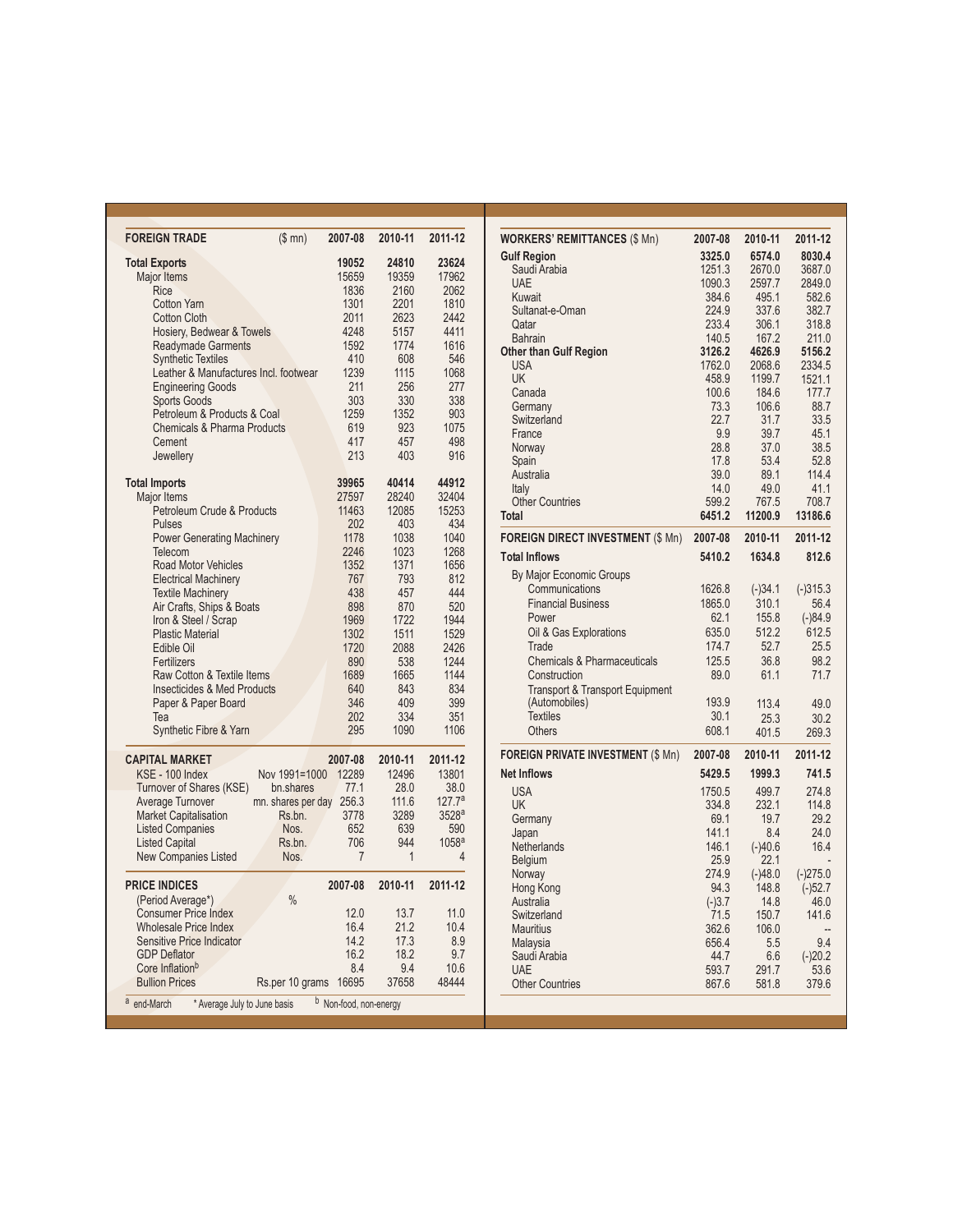| FOREIGN TRADE ($ mn) | 2007-08 | 2010-11 | 2011-12 |
|---|---|---|---|
| **Total Exports** | **19052** | **24810** | **23624** |
| Major Items | 15659 | 19359 | 17962 |
| Rice | 1836 | 2160 | 2062 |
| Cotton Yarn | 1301 | 2201 | 1810 |
| Cotton Cloth | 2011 | 2623 | 2442 |
| Hosiery, Bedwear & Towels | 4248 | 5157 | 4411 |
| Readymade Garments | 1592 | 1774 | 1616 |
| Synthetic Textiles | 410 | 608 | 546 |
| Leather & Manufactures Incl. footwear | 1239 | 1115 | 1068 |
| Engineering Goods | 211 | 256 | 277 |
| Sports Goods | 303 | 330 | 338 |
| Petroleum & Products & Coal | 1259 | 1352 | 903 |
| Chemicals & Pharma Products | 619 | 923 | 1075 |
| Cement | 417 | 457 | 498 |
| Jewellery | 213 | 403 | 916 |
| **Total Imports** | **39965** | **40414** | **44912** |
| Major Items | 27597 | 28240 | 32404 |
| Petroleum Crude & Products | 11463 | 12085 | 15253 |
| Pulses | 202 | 403 | 434 |
| Power Generating Machinery | 1178 | 1038 | 1040 |
| Telecom | 2246 | 1023 | 1268 |
| Road Motor Vehicles | 1352 | 1371 | 1656 |
| Electrical Machinery | 767 | 793 | 812 |
| Textile Machinery | 438 | 457 | 444 |
| Air Crafts, Ships & Boats | 898 | 870 | 520 |
| Iron & Steel / Scrap | 1969 | 1722 | 1944 |
| Plastic Material | 1302 | 1511 | 1529 |
| Edible Oil | 1720 | 2088 | 2426 |
| Fertilizers | 890 | 538 | 1244 |
| Raw Cotton & Textile Items | 1689 | 1665 | 1144 |
| Insecticides & Med Products | 640 | 843 | 834 |
| Paper & Paper Board | 346 | 409 | 399 |
| Tea | 202 | 334 | 351 |
| Synthetic Fibre & Yarn | 295 | 1090 | 1106 |

| CAPITAL MARKET | | 2007-08 | 2010-11 | 2011-12 |
|---|---|---|---|---|
| KSE - 100 Index | Nov 1991=1000 | 12289 | 12496 | 13801 |
| Turnover of Shares (KSE) | bn.shares | 77.1 | 28.0 | 38.0 |
| Average Turnover | mn. shares per day | 256.3 | 111.6 | 127.7[a] |
| Market Capitalisation | Rs.bn. | 3778 | 3289 | 3528[a] |
| Listed Companies | Nos. | 652 | 639 | 590 |
| Listed Capital | Rs.bn. | 706 | 944 | 1058[a] |
| New Companies Listed | Nos. | 7 | 1 | 4 |

| PRICE INDICES | | 2007-08 | 2010-11 | 2011-12 |
|---|---|---|---|---|
| (Period Average*) | % | | | |
| Consumer Price Index | | 12.0 | 13.7 | 11.0 |
| Wholesale Price Index | | 16.4 | 21.2 | 10.4 |
| Sensitive Price Indicator | | 14.2 | 17.3 | 8.9 |
| GDP Deflator | | 16.2 | 18.2 | 9.7 |
| Core Inflation[b] | | 8.4 | 9.4 | 10.6 |
| Bullion Prices | Rs.per 10 grams | 16695 | 37658 | 48444 |

[a] end-March * Average July to June basis [b] Non-food, non-energy

| WORKERS' REMITTANCES ($ Mn) | 2007-08 | 2010-11 | 2011-12 |
|---|---|---|---|
| **Gulf Region** | **3325.0** | **6574.0** | **8030.4** |
| Saudi Arabia | 1251.3 | 2670.0 | 3687.0 |
| UAE | 1090.3 | 2597.7 | 2849.0 |
| Kuwait | 384.6 | 495.1 | 582.6 |
| Sultanat-e-Oman | 224.9 | 337.6 | 382.7 |
| Qatar | 233.4 | 306.1 | 318.8 |
| Bahrain | 140.5 | 167.2 | 211.0 |
| **Other than Gulf Region** | **3126.2** | **4626.9** | **5156.2** |
| USA | 1762.0 | 2068.6 | 2334.5 |
| UK | 458.9 | 1199.7 | 1521.1 |
| Canada | 100.6 | 184.6 | 177.7 |
| Germany | 73.3 | 106.6 | 88.7 |
| Switzerland | 22.7 | 31.7 | 33.5 |
| France | 9.9 | 39.7 | 45.1 |
| Norway | 28.8 | 37.0 | 38.5 |
| Spain | 17.8 | 53.4 | 52.8 |
| Australia | 39.0 | 89.1 | 114.4 |
| Italy | 14.0 | 49.0 | 41.1 |
| Other Countries | 599.2 | 767.5 | 708.7 |
| **Total** | **6451.2** | **11200.9** | **13186.6** |

| FOREIGN DIRECT INVESTMENT ($ Mn) | 2007-08 | 2010-11 | 2011-12 |
|---|---|---|---|
| **Total Inflows** | **5410.2** | **1634.8** | **812.6** |
| By Major Economic Groups | | | |
| Communications | 1626.8 | (-)34.1 | (-)315.3 |
| Financial Business | 1865.0 | 310.1 | 56.4 |
| Power | 62.1 | 155.8 | (-)84.9 |
| Oil & Gas Explorations | 635.0 | 512.2 | 612.5 |
| Trade | 174.7 | 52.7 | 25.5 |
| Chemicals & Pharmaceuticals | 125.5 | 36.8 | 98.2 |
| Construction | 89.0 | 61.1 | 71.7 |
| Transport & Transport Equipment (Automobiles) | 193.9 | 113.4 | 49.0 |
| Textiles | 30.1 | 25.3 | 30.2 |
| Others | 608.1 | 401.5 | 269.3 |

| FOREIGN PRIVATE INVESTMENT ($ Mn) | 2007-08 | 2010-11 | 2011-12 |
|---|---|---|---|
| **Net Inflows** | **5429.5** | **1999.3** | **741.5** |
| USA | 1750.5 | 499.7 | 274.8 |
| UK | 334.8 | 232.1 | 114.8 |
| Germany | 69.1 | 19.7 | 29.2 |
| Japan | 141.1 | 8.4 | 24.0 |
| Netherlands | 146.1 | (-)40.6 | 16.4 |
| Belgium | 25.9 | 22.1 | - |
| Norway | 274.9 | (-)48.0 | (-)275.0 |
| Hong Kong | 94.3 | 148.8 | (-)52.7 |
| Australia | (-)3.7 | 14.8 | 46.0 |
| Switzerland | 71.5 | 150.7 | 141.6 |
| Mauritius | 362.6 | 106.0 | -- |
| Malaysia | 656.4 | 5.5 | 9.4 |
| Saudi Arabia | 44.7 | 6.6 | (-)20.2 |
| UAE | 593.7 | 291.7 | 53.6 |
| Other Countries | 867.6 | 581.8 | 379.6 |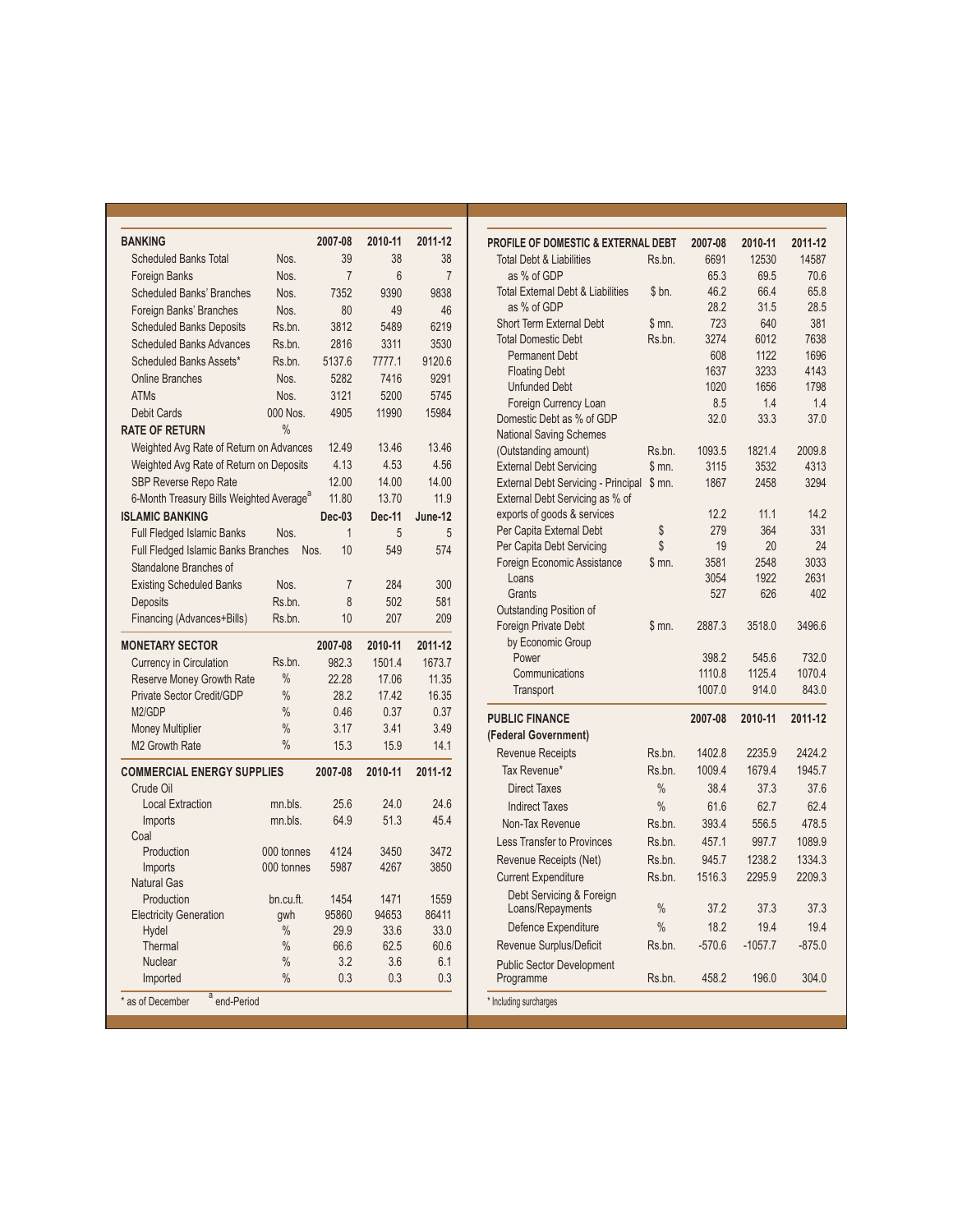| BANKING | | 2007-08 | 2010-11 | 2011-12 |
|---|---|---|---|---|
| Scheduled Banks Total | Nos. | 39 | 38 | 38 |
| Foreign Banks | Nos. | 7 | 6 | 7 |
| Scheduled Banks' Branches | Nos. | 7352 | 9390 | 9838 |
| Foreign Banks' Branches | Nos. | 80 | 49 | 46 |
| Scheduled Banks Deposits | Rs.bn. | 3812 | 5489 | 6219 |
| Scheduled Banks Advances | Rs.bn. | 2816 | 3311 | 3530 |
| Scheduled Banks Assets* | Rs.bn. | 5137.6 | 7777.1 | 9120.6 |
| Online Branches | Nos. | 5282 | 7416 | 9291 |
| ATMs | Nos. | 3121 | 5200 | 5745 |
| Debit Cards | 000 Nos. | 4905 | 11990 | 15984 |
| **RATE OF RETURN** | % | | | |
| Weighted Avg Rate of Return on Advances | | 12.49 | 13.46 | 13.46 |
| Weighted Avg Rate of Return on Deposits | | 4.13 | 4.53 | 4.56 |
| SBP Reverse Repo Rate | | 12.00 | 14.00 | 14.00 |
| 6-Month Treasury Bills Weighted Average[a] | | 11.80 | 13.70 | 11.9 |
| **ISLAMIC BANKING** | | **Dec-03** | **Dec-11** | **June-12** |
| Full Fledged Islamic Banks | Nos. | 1 | 5 | 5 |
| Full Fledged Islamic Banks Branches | Nos. | 10 | 549 | 574 |
| Standalone Branches of Existing Scheduled Banks | Nos. | 7 | 284 | 300 |
| Deposits | Rs.bn. | 8 | 502 | 581 |
| Financing (Advances+Bills) | Rs.bn. | 10 | 207 | 209 |

| MONETARY SECTOR | | 2007-08 | 2010-11 | 2011-12 |
|---|---|---|---|---|
| Currency in Circulation | Rs.bn. | 982.3 | 1501.4 | 1673.7 |
| Reserve Money Growth Rate | % | 22.28 | 17.06 | 11.35 |
| Private Sector Credit/GDP | % | 28.2 | 17.42 | 16.35 |
| M2/GDP | % | 0.46 | 0.37 | 0.37 |
| Money Multiplier | % | 3.17 | 3.41 | 3.49 |
| M2 Growth Rate | % | 15.3 | 15.9 | 14.1 |

| COMMERCIAL ENERGY SUPPLIES | | 2007-08 | 2010-11 | 2011-12 |
|---|---|---|---|---|
| Crude Oil | | | | |
| Local Extraction | mn.bls. | 25.6 | 24.0 | 24.6 |
| Imports | mn.bls. | 64.9 | 51.3 | 45.4 |
| Coal | | | | |
| Production | 000 tonnes | 4124 | 3450 | 3472 |
| Imports | 000 tonnes | 5987 | 4267 | 3850 |
| Natural Gas | | | | |
| Production | bn.cu.ft. | 1454 | 1471 | 1559 |
| Electricity Generation | gwh | 95860 | 94653 | 86411 |
| Hydel | % | 29.9 | 33.6 | 33.0 |
| Thermal | % | 66.6 | 62.5 | 60.6 |
| Nuclear | % | 3.2 | 3.6 | 6.1 |
| Imported | % | 0.3 | 0.3 | 0.3 |

\* as of December [a] end-Period

| PROFILE OF DOMESTIC & EXTERNAL DEBT | | 2007-08 | 2010-11 | 2011-12 |
|---|---|---|---|---|
| Total Debt & Liabilities | Rs.bn. | 6691 | 12530 | 14587 |
| as % of GDP | | 65.3 | 69.5 | 70.6 |
| Total External Debt & Liabilities | $ bn. | 46.2 | 66.4 | 65.8 |
| as % of GDP | | 28.2 | 31.5 | 28.5 |
| Short Term External Debt | $ mn. | 723 | 640 | 381 |
| Total Domestic Debt | Rs.bn. | 3274 | 6012 | 7638 |
| Permanent Debt | | 608 | 1122 | 1696 |
| Floating Debt | | 1637 | 3233 | 4143 |
| Unfunded Debt | | 1020 | 1656 | 1798 |
| Foreign Currency Loan | | 8.5 | 1.4 | 1.4 |
| Domestic Debt as % of GDP | | 32.0 | 33.3 | 37.0 |
| National Saving Schemes (Outstanding amount) | Rs.bn. | 1093.5 | 1821.4 | 2009.8 |
| External Debt Servicing | $ mn. | 3115 | 3532 | 4313 |
| External Debt Servicing - Principal | $ mn. | 1867 | 2458 | 3294 |
| External Debt Servicing as % of exports of goods & services | | 12.2 | 11.1 | 14.2 |
| Per Capita External Debt | $ | 279 | 364 | 331 |
| Per Capita Debt Servicing | $ | 19 | 20 | 24 |
| Foreign Economic Assistance | $ mn. | 3581 | 2548 | 3033 |
| Loans | | 3054 | 1922 | 2631 |
| Grants | | 527 | 626 | 402 |
| Outstanding Position of Foreign Private Debt | $ mn. | 2887.3 | 3518.0 | 3496.6 |
| by Economic Group | | | | |
| Power | | 398.2 | 545.6 | 732.0 |
| Communications | | 1110.8 | 1125.4 | 1070.4 |
| Transport | | 1007.0 | 914.0 | 843.0 |

| PUBLIC FINANCE (Federal Government) | | 2007-08 | 2010-11 | 2011-12 |
|---|---|---|---|---|
| Revenue Receipts | Rs.bn. | 1402.8 | 2235.9 | 2424.2 |
| Tax Revenue* | Rs.bn. | 1009.4 | 1679.4 | 1945.7 |
| Direct Taxes | % | 38.4 | 37.3 | 37.6 |
| Indirect Taxes | % | 61.6 | 62.7 | 62.4 |
| Non-Tax Revenue | Rs.bn. | 393.4 | 556.5 | 478.5 |
| Less Transfer to Provinces | Rs.bn. | 457.1 | 997.7 | 1089.9 |
| Revenue Receipts (Net) | Rs.bn. | 945.7 | 1238.2 | 1334.3 |
| Current Expenditure | Rs.bn. | 1516.3 | 2295.9 | 2209.3 |
| Debt Servicing & Foreign Loans/Repayments | % | 37.2 | 37.3 | 37.3 |
| Defence Expenditure | % | 18.2 | 19.4 | 19.4 |
| Revenue Surplus/Deficit | Rs.bn. | -570.6 | -1057.7 | -875.0 |
| Public Sector Development Programme | Rs.bn. | 458.2 | 196.0 | 304.0 |

\* Including surcharges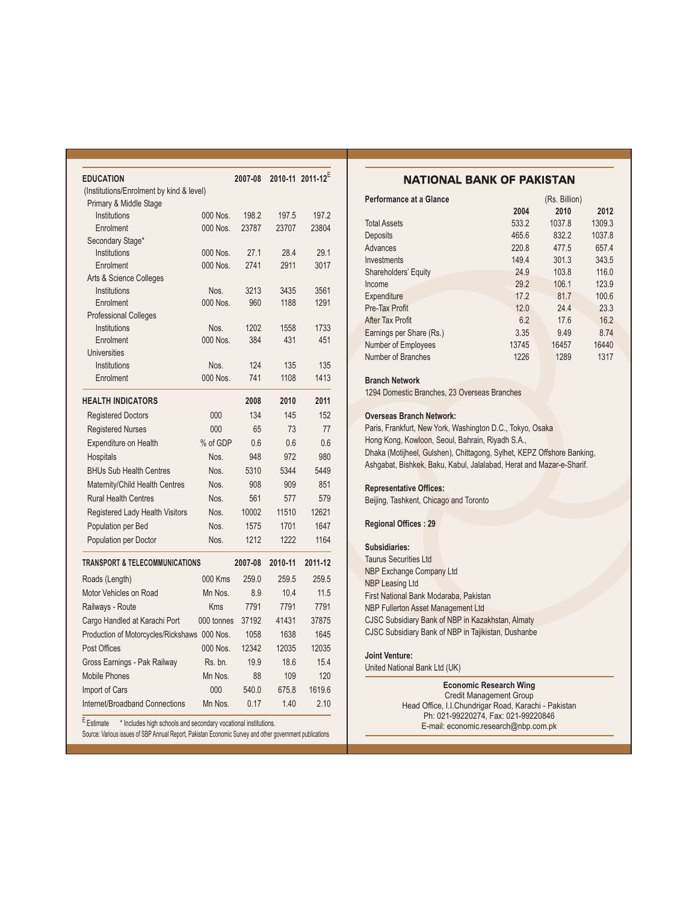| EDUCATION | | 2007-08 | 2010-11 | 2011-12$^{E}$ |
|---|---|---|---|---|
| (Institutions/Enrolment by kind & level) | | | | |
| Primary & Middle Stage | | | | |
| Institutions | 000 Nos. | 198.2 | 197.5 | 197.2 |
| Enrolment | 000 Nos. | 23787 | 23707 | 23804 |
| Secondary Stage* | | | | |
| Institutions | 000 Nos. | 27.1 | 28.4 | 29.1 |
| Enrolment | 000 Nos. | 2741 | 2911 | 3017 |
| Arts & Science Colleges | | | | |
| Institutions | Nos. | 3213 | 3435 | 3561 |
| Enrolment | 000 Nos. | 960 | 1188 | 1291 |
| Professional Colleges | | | | |
| Institutions | Nos. | 1202 | 1558 | 1733 |
| Enrolment | 000 Nos. | 384 | 431 | 451 |
| Universities | | | | |
| Institutions | Nos. | 124 | 135 | 135 |
| Enrolment | 000 Nos. | 741 | 1108 | 1413 |

| HEALTH INDICATORS | | 2008 | 2010 | 2011 |
|---|---|---|---|---|
| Registered Doctors | 000 | 134 | 145 | 152 |
| Registered Nurses | 000 | 65 | 73 | 77 |
| Expenditure on Health | % of GDP | 0.6 | 0.6 | 0.6 |
| Hospitals | Nos. | 948 | 972 | 980 |
| BHUs Sub Health Centres | Nos. | 5310 | 5344 | 5449 |
| Maternity/Child Health Centres | Nos. | 908 | 909 | 851 |
| Rural Health Centres | Nos. | 561 | 577 | 579 |
| Registered Lady Health Visitors | Nos. | 10002 | 11510 | 12621 |
| Population per Bed | Nos. | 1575 | 1701 | 1647 |
| Population per Doctor | Nos. | 1212 | 1222 | 1164 |

| TRANSPORT & TELECOMMUNICATIONS | | 2007-08 | 2010-11 | 2011-12 |
|---|---|---|---|---|
| Roads (Length) | 000 Kms | 259.0 | 259.5 | 259.5 |
| Motor Vehicles on Road | Mn Nos. | 8.9 | 10.4 | 11.5 |
| Railways - Route | Kms | 7791 | 7791 | 7791 |
| Cargo Handled at Karachi Port | 000 tonnes | 37192 | 41431 | 37875 |
| Production of Motorcycles/Rickshaws | 000 Nos. | 1058 | 1638 | 1645 |
| Post Offices | 000 Nos. | 12342 | 12035 | 12035 |
| Gross Earnings - Pak Railway | Rs. bn. | 19.9 | 18.6 | 15.4 |
| Mobile Phones | Mn Nos. | 88 | 109 | 120 |
| Import of Cars | 000 | 540.0 | 675.8 | 1619.6 |
| Internet/Broadband Connections | Mn Nos. | 0.17 | 1.40 | 2.10 |

$^{E}$ Estimate * Includes high schools and secondary vocational institutions.

Source: Various issues of SBP Annual Report, Pakistan Economic Survey and other government publications

## NATIONAL BANK OF PAKISTAN

| Performance at a Glance | 2004 | 2010 | 2012 |
|---|---|---|---|
| | | (Rs. Billion) | |
| Total Assets | 533.2 | 1037.8 | 1309.3 |
| Deposits | 465.6 | 832.2 | 1037.8 |
| Advances | 220.8 | 477.5 | 657.4 |
| Investments | 149.4 | 301.3 | 343.5 |
| Shareholders' Equity | 24.9 | 103.8 | 116.0 |
| Income | 29.2 | 106.1 | 123.9 |
| Expenditure | 17.2 | 81.7 | 100.6 |
| Pre-Tax Profit | 12.0 | 24.4 | 23.3 |
| After Tax Profit | 6.2 | 17.6 | 16.2 |
| Earnings per Share (Rs.) | 3.35 | 9.49 | 8.74 |
| Number of Employees | 13745 | 16457 | 16440 |
| Number of Branches | 1226 | 1289 | 1317 |

**Branch Network**

1294 Domestic Branches, 23 Overseas Branches

**Overseas Branch Network:**

Paris, Frankfurt, New York, Washington D.C., Tokyo, Osaka
Hong Kong, Kowloon, Seoul, Bahrain, Riyadh S.A.,
Dhaka (Motijheel, Gulshen), Chittagong, Sylhet, KEPZ Offshore Banking,
Ashgabat, Bishkek, Baku, Kabul, Jalalabad, Herat and Mazar-e-Sharif.

**Representative Offices:**

Beijing, Tashkent, Chicago and Toronto

**Regional Offices : 29**

**Subsidiaries:**

Taurus Securities Ltd
NBP Exchange Company Ltd
NBP Leasing Ltd
First National Bank Modaraba, Pakistan
NBP Fullerton Asset Management Ltd
CJSC Subsidiary Bank of NBP in Kazakhstan, Almaty
CJSC Subsidiary Bank of NBP in Tajikistan, Dushanbe

**Joint Venture:**

United National Bank Ltd (UK)

**Economic Research Wing**
Credit Management Group
Head Office, I.I.Chundrigar Road, Karachi - Pakistan
Ph: 021-99220274, Fax: 021-99220846
E-mail: economic.research@nbp.com.pk